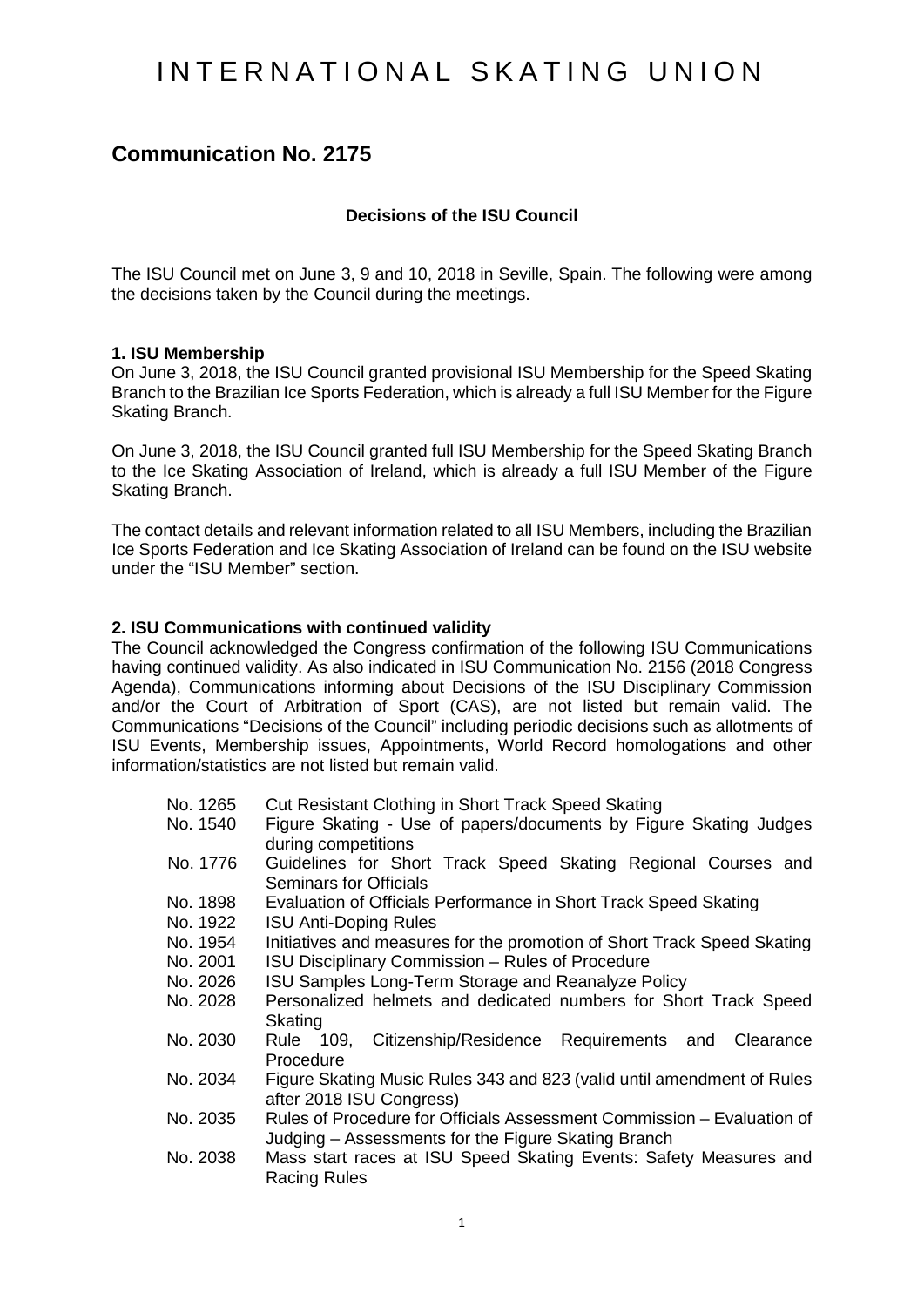# INTERNATIONAL SKATING UNION

## Communication No. 2175

### Decisions of the ISU Council

The ISU Council met on June 3, 9 and 10, 2018 in Seville, Spain. The following were among the decisions taken by the Council during the meetings.

**1. ISU Membership**

On June 3, 2018, the ISU Council granted provisional ISU Membership for the Speed Skating Branch to the Brazilian Ice Sports Federation, which is already a full ISU Member for the Figure Skating Branch.

On June 3, 2018, the ISU Council granted full ISU Membership for the Speed Skating Branch to the Ice Skating Association of Ireland, which is already a full ISU Member of the Figure Skating Branch.

The contact details and relevant information related to all ISU Members, including the Brazilian Ice Sports Federation and Ice Skating Association of Ireland can be found on the ISU website under the "ISU Member" section.

**2. ISU Communications with continued validity**

The Council acknowledged the Congress confirmation of the following ISU Communications having continued validity. As also indicated in ISU Communication No. 2156 (2018 Congress Agenda), Communications informing about Decisions of the ISU Disciplinary Commission and/or the Court of Arbitration of Sport (CAS), are not listed but remain valid. The Communications "Decisions of the Council" including periodic decisions such as allotments of ISU Events, Membership issues, Appointments, World Record homologations and other information/statistics are not listed but remain valid.

| | |
|---|---|
| No. 1265 | Cut Resistant Clothing in Short Track Speed Skating |
| No. 1540 | Figure Skating - Use of papers/documents by Figure Skating Judges during competitions |
| No. 1776 | Guidelines for Short Track Speed Skating Regional Courses and Seminars for Officials |
| No. 1898 | Evaluation of Officials Performance in Short Track Speed Skating |
| No. 1922 | ISU Anti-Doping Rules |
| No. 1954 | Initiatives and measures for the promotion of Short Track Speed Skating |
| No. 2001 | ISU Disciplinary Commission – Rules of Procedure |
| No. 2026 | ISU Samples Long-Term Storage and Reanalyze Policy |
| No. 2028 | Personalized helmets and dedicated numbers for Short Track Speed Skating |
| No. 2030 | Rule 109, Citizenship/Residence Requirements and Clearance Procedure |
| No. 2034 | Figure Skating Music Rules 343 and 823 (valid until amendment of Rules after 2018 ISU Congress) |
| No. 2035 | Rules of Procedure for Officials Assessment Commission – Evaluation of Judging – Assessments for the Figure Skating Branch |
| No. 2038 | Mass start races at ISU Speed Skating Events: Safety Measures and Racing Rules |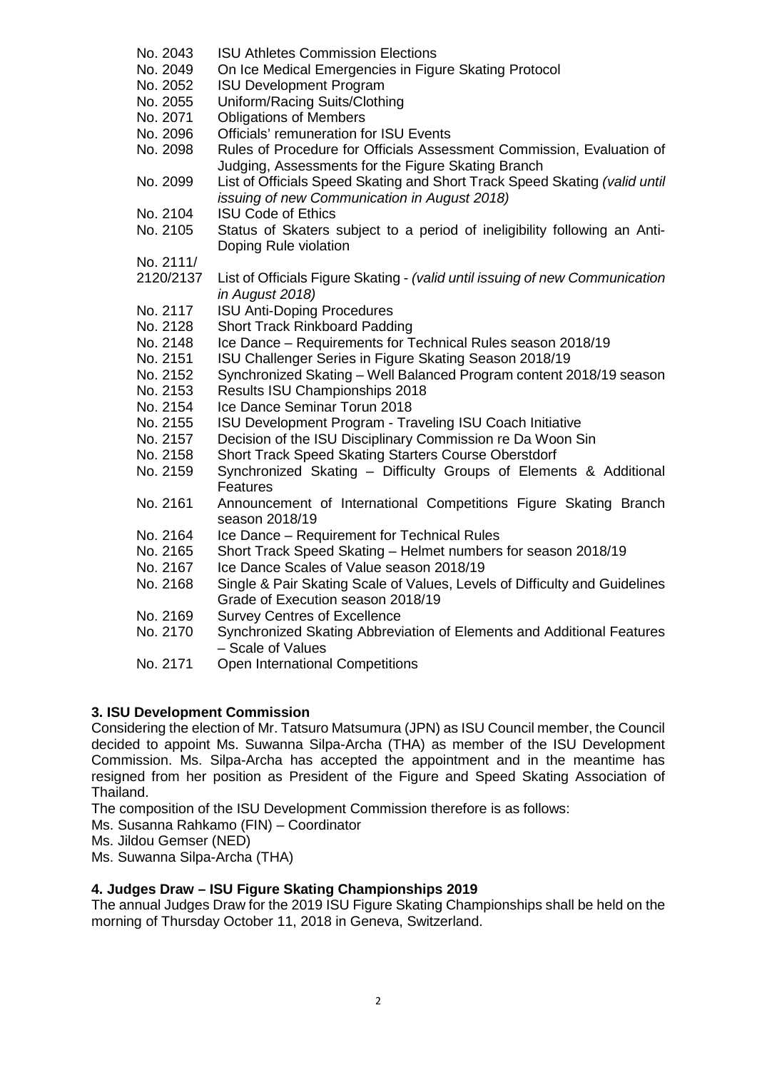| | |
|---|---|
| No. 2043 | ISU Athletes Commission Elections |
| No. 2049 | On Ice Medical Emergencies in Figure Skating Protocol |
| No. 2052 | ISU Development Program |
| No. 2055 | Uniform/Racing Suits/Clothing |
| No. 2071 | Obligations of Members |
| No. 2096 | Officials' remuneration for ISU Events |
| No. 2098 | Rules of Procedure for Officials Assessment Commission, Evaluation of Judging, Assessments for the Figure Skating Branch |
| No. 2099 | List of Officials Speed Skating and Short Track Speed Skating *(valid until issuing of new Communication in August 2018)* |
| No. 2104 | ISU Code of Ethics |
| No. 2105 | Status of Skaters subject to a period of ineligibility following an Anti-Doping Rule violation |
| No. 2111/ 2120/2137 | List of Officials Figure Skating - *(valid until issuing of new Communication in August 2018)* |
| No. 2117 | ISU Anti-Doping Procedures |
| No. 2128 | Short Track Rinkboard Padding |
| No. 2148 | Ice Dance – Requirements for Technical Rules season 2018/19 |
| No. 2151 | ISU Challenger Series in Figure Skating Season 2018/19 |
| No. 2152 | Synchronized Skating – Well Balanced Program content 2018/19 season |
| No. 2153 | Results ISU Championships 2018 |
| No. 2154 | Ice Dance Seminar Torun 2018 |
| No. 2155 | ISU Development Program - Traveling ISU Coach Initiative |
| No. 2157 | Decision of the ISU Disciplinary Commission re Da Woon Sin |
| No. 2158 | Short Track Speed Skating Starters Course Oberstdorf |
| No. 2159 | Synchronized Skating – Difficulty Groups of Elements & Additional Features |
| No. 2161 | Announcement of International Competitions Figure Skating Branch season 2018/19 |
| No. 2164 | Ice Dance – Requirement for Technical Rules |
| No. 2165 | Short Track Speed Skating – Helmet numbers for season 2018/19 |
| No. 2167 | Ice Dance Scales of Value season 2018/19 |
| No. 2168 | Single & Pair Skating Scale of Values, Levels of Difficulty and Guidelines Grade of Execution season 2018/19 |
| No. 2169 | Survey Centres of Excellence |
| No. 2170 | Synchronized Skating Abbreviation of Elements and Additional Features – Scale of Values |
| No. 2171 | Open International Competitions |

**3. ISU Development Commission**

Considering the election of Mr. Tatsuro Matsumura (JPN) as ISU Council member, the Council decided to appoint Ms. Suwanna Silpa-Archa (THA) as member of the ISU Development Commission. Ms. Silpa-Archa has accepted the appointment and in the meantime has resigned from her position as President of the Figure and Speed Skating Association of Thailand.

The composition of the ISU Development Commission therefore is as follows:

Ms. Susanna Rahkamo (FIN) – Coordinator  
Ms. Jildou Gemser (NED)  
Ms. Suwanna Silpa-Archa (THA)

**4. Judges Draw – ISU Figure Skating Championships 2019**

The annual Judges Draw for the 2019 ISU Figure Skating Championships shall be held on the morning of Thursday October 11, 2018 in Geneva, Switzerland.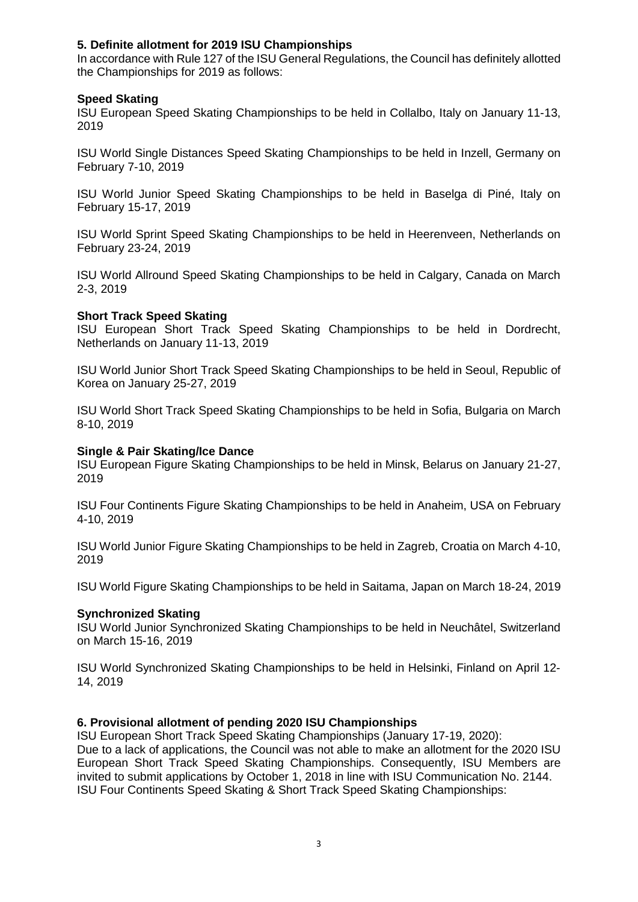**5. Definite allotment for 2019 ISU Championships**

In accordance with Rule 127 of the ISU General Regulations, the Council has definitely allotted the Championships for 2019 as follows:

**Speed Skating**

ISU European Speed Skating Championships to be held in Collalbo, Italy on January 11-13, 2019

ISU World Single Distances Speed Skating Championships to be held in Inzell, Germany on February 7-10, 2019

ISU World Junior Speed Skating Championships to be held in Baselga di Piné, Italy on February 15-17, 2019

ISU World Sprint Speed Skating Championships to be held in Heerenveen, Netherlands on February 23-24, 2019

ISU World Allround Speed Skating Championships to be held in Calgary, Canada on March 2-3, 2019

**Short Track Speed Skating**

ISU European Short Track Speed Skating Championships to be held in Dordrecht, Netherlands on January 11-13, 2019

ISU World Junior Short Track Speed Skating Championships to be held in Seoul, Republic of Korea on January 25-27, 2019

ISU World Short Track Speed Skating Championships to be held in Sofia, Bulgaria on March 8-10, 2019

**Single & Pair Skating/Ice Dance**

ISU European Figure Skating Championships to be held in Minsk, Belarus on January 21-27, 2019

ISU Four Continents Figure Skating Championships to be held in Anaheim, USA on February 4-10, 2019

ISU World Junior Figure Skating Championships to be held in Zagreb, Croatia on March 4-10, 2019

ISU World Figure Skating Championships to be held in Saitama, Japan on March 18-24, 2019

**Synchronized Skating**

ISU World Junior Synchronized Skating Championships to be held in Neuchâtel, Switzerland on March 15-16, 2019

ISU World Synchronized Skating Championships to be held in Helsinki, Finland on April 12-14, 2019

**6. Provisional allotment of pending 2020 ISU Championships**

ISU European Short Track Speed Skating Championships (January 17-19, 2020):
Due to a lack of applications, the Council was not able to make an allotment for the 2020 ISU European Short Track Speed Skating Championships. Consequently, ISU Members are invited to submit applications by October 1, 2018 in line with ISU Communication No. 2144.
ISU Four Continents Speed Skating & Short Track Speed Skating Championships: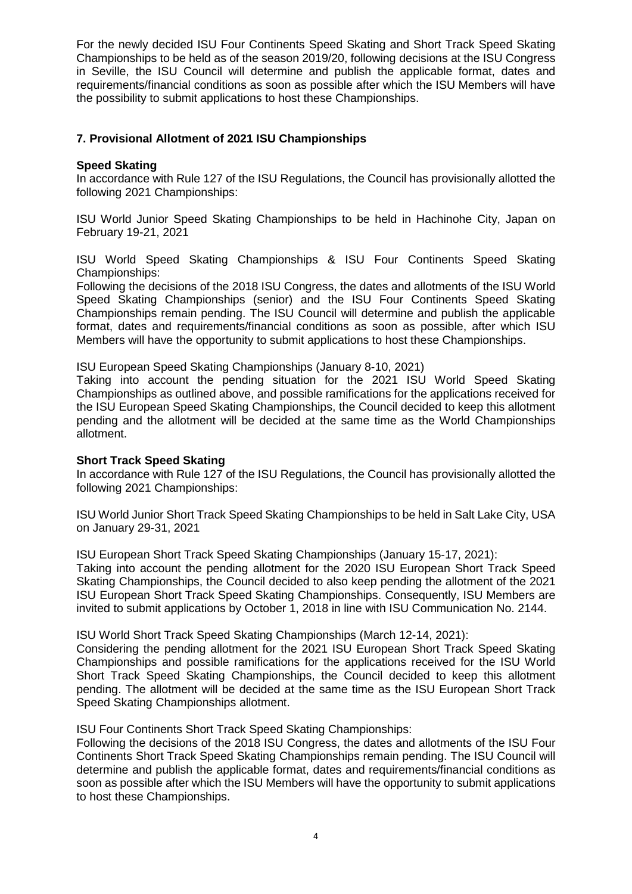For the newly decided ISU Four Continents Speed Skating and Short Track Speed Skating Championships to be held as of the season 2019/20, following decisions at the ISU Congress in Seville, the ISU Council will determine and publish the applicable format, dates and requirements/financial conditions as soon as possible after which the ISU Members will have the possibility to submit applications to host these Championships.

## 7. Provisional Allotment of 2021 ISU Championships

**Speed Skating**

In accordance with Rule 127 of the ISU Regulations, the Council has provisionally allotted the following 2021 Championships:

ISU World Junior Speed Skating Championships to be held in Hachinohe City, Japan on February 19-21, 2021

ISU World Speed Skating Championships & ISU Four Continents Speed Skating Championships:
Following the decisions of the 2018 ISU Congress, the dates and allotments of the ISU World Speed Skating Championships (senior) and the ISU Four Continents Speed Skating Championships remain pending. The ISU Council will determine and publish the applicable format, dates and requirements/financial conditions as soon as possible, after which ISU Members will have the opportunity to submit applications to host these Championships.

ISU European Speed Skating Championships (January 8-10, 2021)
Taking into account the pending situation for the 2021 ISU World Speed Skating Championships as outlined above, and possible ramifications for the applications received for the ISU European Speed Skating Championships, the Council decided to keep this allotment pending and the allotment will be decided at the same time as the World Championships allotment.

**Short Track Speed Skating**

In accordance with Rule 127 of the ISU Regulations, the Council has provisionally allotted the following 2021 Championships:

ISU World Junior Short Track Speed Skating Championships to be held in Salt Lake City, USA on January 29-31, 2021

ISU European Short Track Speed Skating Championships (January 15-17, 2021):
Taking into account the pending allotment for the 2020 ISU European Short Track Speed Skating Championships, the Council decided to also keep pending the allotment of the 2021 ISU European Short Track Speed Skating Championships. Consequently, ISU Members are invited to submit applications by October 1, 2018 in line with ISU Communication No. 2144.

ISU World Short Track Speed Skating Championships (March 12-14, 2021):
Considering the pending allotment for the 2021 ISU European Short Track Speed Skating Championships and possible ramifications for the applications received for the ISU World Short Track Speed Skating Championships, the Council decided to keep this allotment pending. The allotment will be decided at the same time as the ISU European Short Track Speed Skating Championships allotment.

ISU Four Continents Short Track Speed Skating Championships:
Following the decisions of the 2018 ISU Congress, the dates and allotments of the ISU Four Continents Short Track Speed Skating Championships remain pending. The ISU Council will determine and publish the applicable format, dates and requirements/financial conditions as soon as possible after which the ISU Members will have the opportunity to submit applications to host these Championships.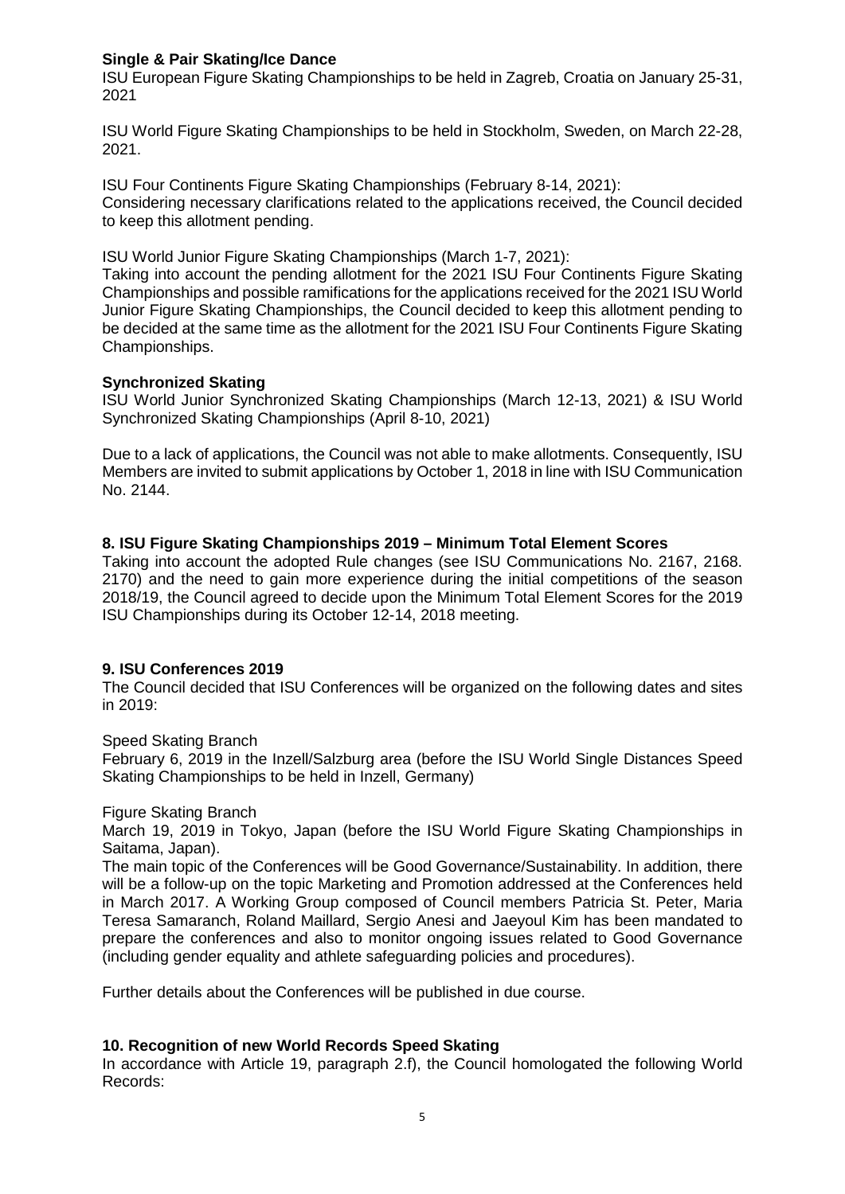**Single & Pair Skating/Ice Dance**

ISU European Figure Skating Championships to be held in Zagreb, Croatia on January 25-31, 2021

ISU World Figure Skating Championships to be held in Stockholm, Sweden, on March 22-28, 2021.

ISU Four Continents Figure Skating Championships (February 8-14, 2021):
Considering necessary clarifications related to the applications received, the Council decided to keep this allotment pending.

ISU World Junior Figure Skating Championships (March 1-7, 2021):
Taking into account the pending allotment for the 2021 ISU Four Continents Figure Skating Championships and possible ramifications for the applications received for the 2021 ISU World Junior Figure Skating Championships, the Council decided to keep this allotment pending to be decided at the same time as the allotment for the 2021 ISU Four Continents Figure Skating Championships.

**Synchronized Skating**

ISU World Junior Synchronized Skating Championships (March 12-13, 2021) & ISU World Synchronized Skating Championships (April 8-10, 2021)

Due to a lack of applications, the Council was not able to make allotments. Consequently, ISU Members are invited to submit applications by October 1, 2018 in line with ISU Communication No. 2144.

## 8. ISU Figure Skating Championships 2019 – Minimum Total Element Scores

Taking into account the adopted Rule changes (see ISU Communications No. 2167, 2168. 2170) and the need to gain more experience during the initial competitions of the season 2018/19, the Council agreed to decide upon the Minimum Total Element Scores for the 2019 ISU Championships during its October 12-14, 2018 meeting.

## 9. ISU Conferences 2019

The Council decided that ISU Conferences will be organized on the following dates and sites in 2019:

Speed Skating Branch
February 6, 2019 in the Inzell/Salzburg area (before the ISU World Single Distances Speed Skating Championships to be held in Inzell, Germany)

Figure Skating Branch
March 19, 2019 in Tokyo, Japan (before the ISU World Figure Skating Championships in Saitama, Japan).
The main topic of the Conferences will be Good Governance/Sustainability. In addition, there will be a follow-up on the topic Marketing and Promotion addressed at the Conferences held in March 2017. A Working Group composed of Council members Patricia St. Peter, Maria Teresa Samaranch, Roland Maillard, Sergio Anesi and Jaeyoul Kim has been mandated to prepare the conferences and also to monitor ongoing issues related to Good Governance (including gender equality and athlete safeguarding policies and procedures).

Further details about the Conferences will be published in due course.

## 10. Recognition of new World Records Speed Skating

In accordance with Article 19, paragraph 2.f), the Council homologated the following World Records: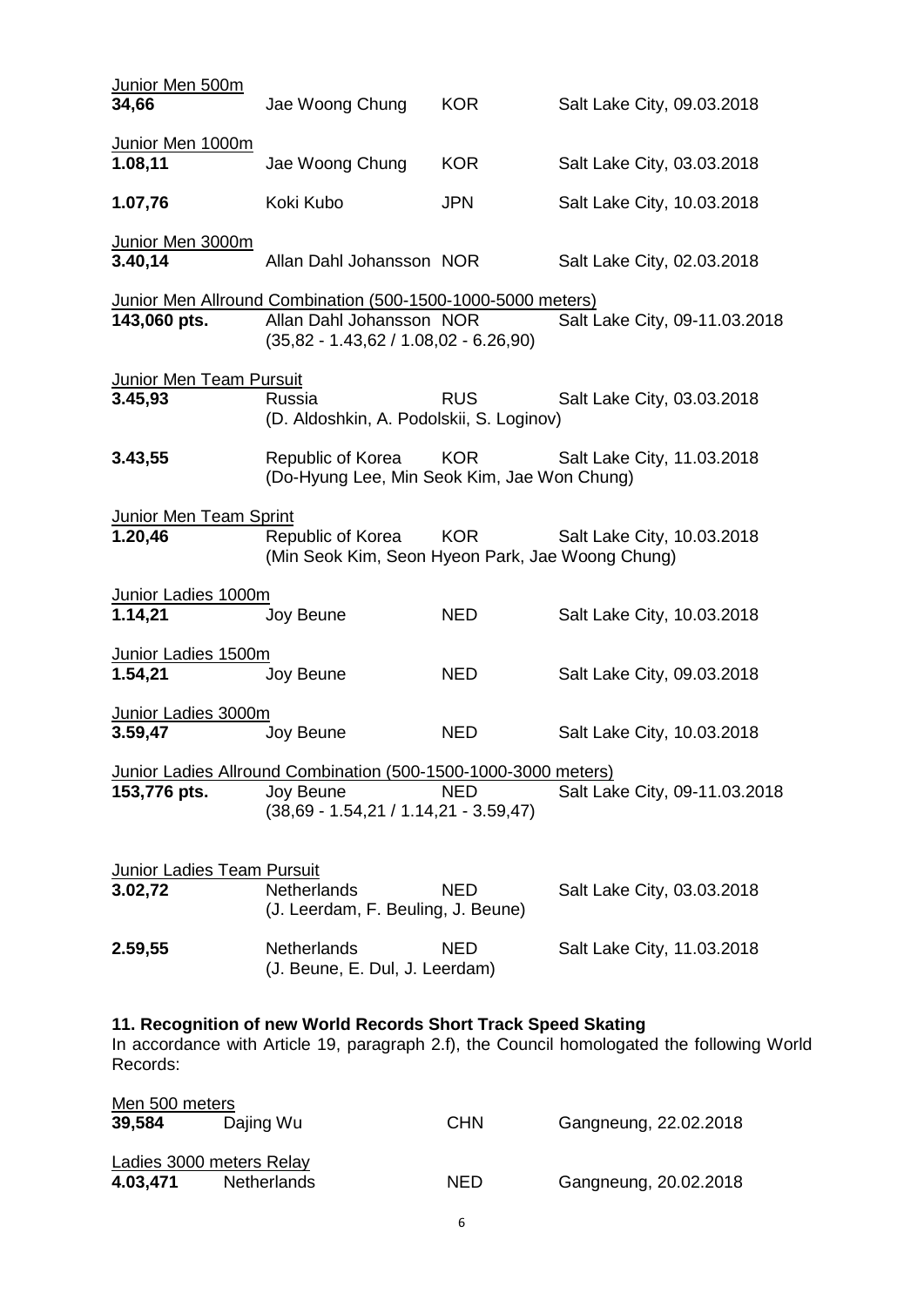Junior Men 500m

| | | | |
|---|---|---|---|
| **34,66** | Jae Woong Chung | KOR | Salt Lake City, 09.03.2018 |

Junior Men 1000m

| | | | |
|---|---|---|---|
| **1.08,11** | Jae Woong Chung | KOR | Salt Lake City, 03.03.2018 |
| **1.07,76** | Koki Kubo | JPN | Salt Lake City, 10.03.2018 |

Junior Men 3000m

| | | | |
|---|---|---|---|
| **3.40,14** | Allan Dahl Johansson | NOR | Salt Lake City, 02.03.2018 |

Junior Men Allround Combination (500-1500-1000-5000 meters)

| | | | |
|---|---|---|---|
| **143,060 pts.** | Allan Dahl Johansson (35,82 - 1.43,62 / 1.08,02 - 6.26,90) | NOR | Salt Lake City, 09-11.03.2018 |

Junior Men Team Pursuit

| | | | |
|---|---|---|---|
| **3.45,93** | Russia (D. Aldoshkin, A. Podolskii, S. Loginov) | RUS | Salt Lake City, 03.03.2018 |
| **3.43,55** | Republic of Korea (Do-Hyung Lee, Min Seok Kim, Jae Won Chung) | KOR | Salt Lake City, 11.03.2018 |

Junior Men Team Sprint

| | | | |
|---|---|---|---|
| **1.20,46** | Republic of Korea (Min Seok Kim, Seon Hyeon Park, Jae Woong Chung) | KOR | Salt Lake City, 10.03.2018 |

Junior Ladies 1000m

| | | | |
|---|---|---|---|
| **1.14,21** | Joy Beune | NED | Salt Lake City, 10.03.2018 |

Junior Ladies 1500m

| | | | |
|---|---|---|---|
| **1.54,21** | Joy Beune | NED | Salt Lake City, 09.03.2018 |

Junior Ladies 3000m

| | | | |
|---|---|---|---|
| **3.59,47** | Joy Beune | NED | Salt Lake City, 10.03.2018 |

Junior Ladies Allround Combination (500-1500-1000-3000 meters)

| | | | |
|---|---|---|---|
| **153,776 pts.** | Joy Beune (38,69 - 1.54,21 / 1.14,21 - 3.59,47) | NED | Salt Lake City, 09-11.03.2018 |

Junior Ladies Team Pursuit

| | | | |
|---|---|---|---|
| **3.02,72** | Netherlands (J. Leerdam, F. Beuling, J. Beune) | NED | Salt Lake City, 03.03.2018 |
| **2.59,55** | Netherlands (J. Beune, E. Dul, J. Leerdam) | NED | Salt Lake City, 11.03.2018 |

**11. Recognition of new World Records Short Track Speed Skating**

In accordance with Article 19, paragraph 2.f), the Council homologated the following World Records:

Men 500 meters

| | | | |
|---|---|---|---|
| **39,584** | Dajing Wu | CHN | Gangneung, 22.02.2018 |

Ladies 3000 meters Relay

| | | | |
|---|---|---|---|
| **4.03,471** | Netherlands | NED | Gangneung, 20.02.2018 |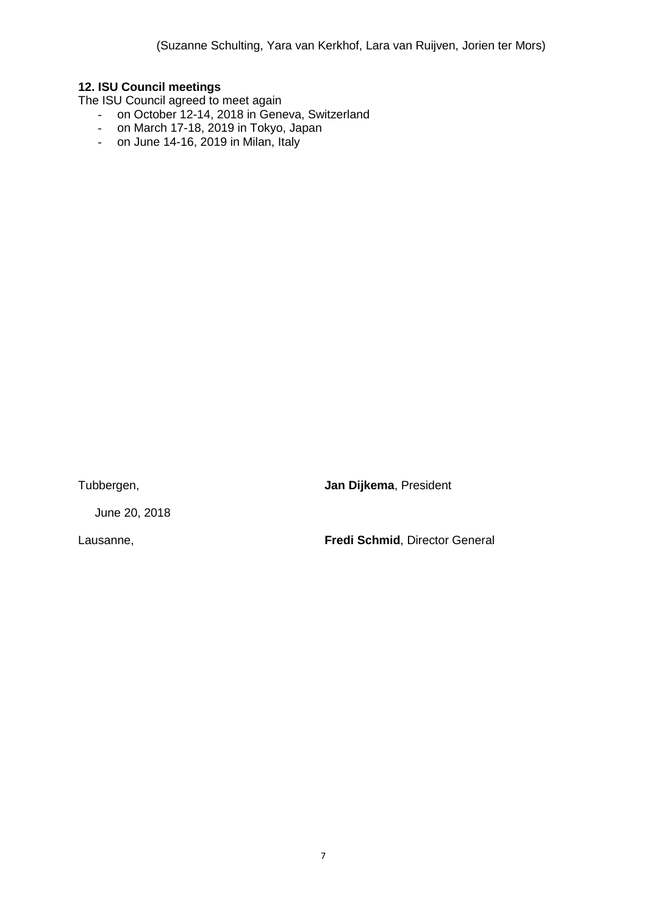(Suzanne Schulting, Yara van Kerkhof, Lara van Ruijven, Jorien ter Mors)

**12. ISU Council meetings**

The ISU Council agreed to meet again

- on October 12-14, 2018 in Geneva, Switzerland
- on March 17-18, 2019 in Tokyo, Japan
- on June 14-16, 2019 in Milan, Italy

Tubbergen, **Jan Dijkema**, President

June 20, 2018

Lausanne, **Fredi Schmid**, Director General